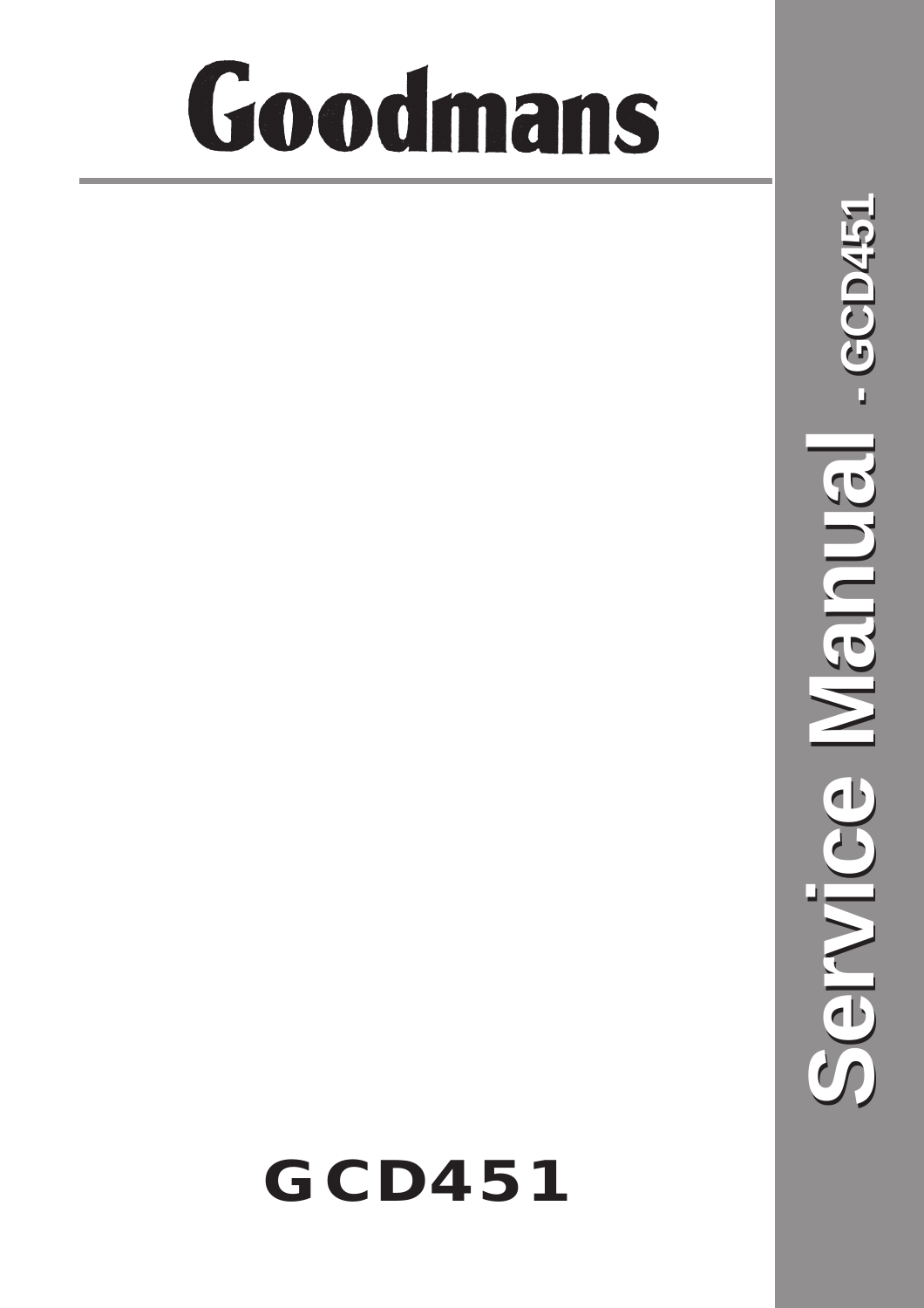# Goodmans

**Service Manual - GCD451**

## GCD451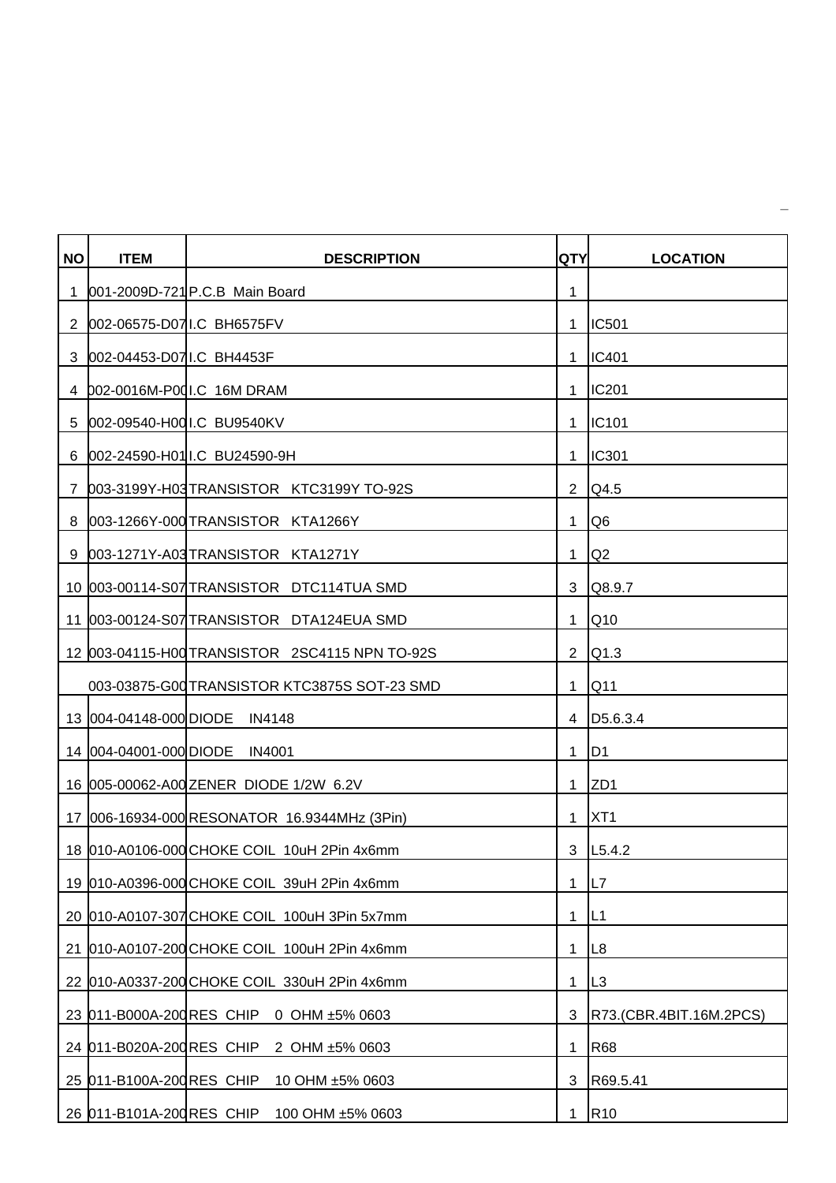| NO | ITEM | DESCRIPTION | QTY | LOCATION |
|---|---|---|---|---|
| 1 | 001-2009D-721 | P.C.B Main Board | 1 | |
| 2 | 002-06575-D07 | I.C BH6575FV | 1 | IC501 |
| 3 | 002-04453-D07 | I.C BH4453F | 1 | IC401 |
| 4 | 002-0016M-P00 | I.C 16M DRAM | 1 | IC201 |
| 5 | 002-09540-H00 | I.C BU9540KV | 1 | IC101 |
| 6 | 002-24590-H01 | I.C BU24590-9H | 1 | IC301 |
| 7 | 003-3199Y-H03 | TRANSISTOR KTC3199Y TO-92S | 2 | Q4.5 |
| 8 | 003-1266Y-000 | TRANSISTOR KTA1266Y | 1 | Q6 |
| 9 | 003-1271Y-A03 | TRANSISTOR KTA1271Y | 1 | Q2 |
| 10 | 003-00114-S07 | TRANSISTOR DTC114TUA SMD | 3 | Q8.9.7 |
| 11 | 003-00124-S07 | TRANSISTOR DTA124EUA SMD | 1 | Q10 |
| 12 | 003-04115-H00 | TRANSISTOR 2SC4115 NPN TO-92S | 2 | Q1.3 |
| | 003-03875-G00 | TRANSISTOR KTC3875S SOT-23 SMD | 1 | Q11 |
| 13 | 004-04148-000 | DIODE IN4148 | 4 | D5.6.3.4 |
| 14 | 004-04001-000 | DIODE IN4001 | 1 | D1 |
| 16 | 005-00062-A00 | ZENER DIODE 1/2W 6.2V | 1 | ZD1 |
| 17 | 006-16934-000 | RESONATOR 16.9344MHz (3Pin) | 1 | XT1 |
| 18 | 010-A0106-000 | CHOKE COIL 10uH 2Pin 4x6mm | 3 | L5.4.2 |
| 19 | 010-A0396-000 | CHOKE COIL 39uH 2Pin 4x6mm | 1 | L7 |
| 20 | 010-A0107-307 | CHOKE COIL 100uH 3Pin 5x7mm | 1 | L1 |
| 21 | 010-A0107-200 | CHOKE COIL 100uH 2Pin 4x6mm | 1 | L8 |
| 22 | 010-A0337-200 | CHOKE COIL 330uH 2Pin 4x6mm | 1 | L3 |
| 23 | 011-B000A-200 | RES CHIP 0 OHM ±5% 0603 | 3 | R73.(CBR.4BIT.16M.2PCS) |
| 24 | 011-B020A-200 | RES CHIP 2 OHM ±5% 0603 | 1 | R68 |
| 25 | 011-B100A-200 | RES CHIP 10 OHM ±5% 0603 | 3 | R69.5.41 |
| 26 | 011-B101A-200 | RES CHIP 100 OHM ±5% 0603 | 1 | R10 |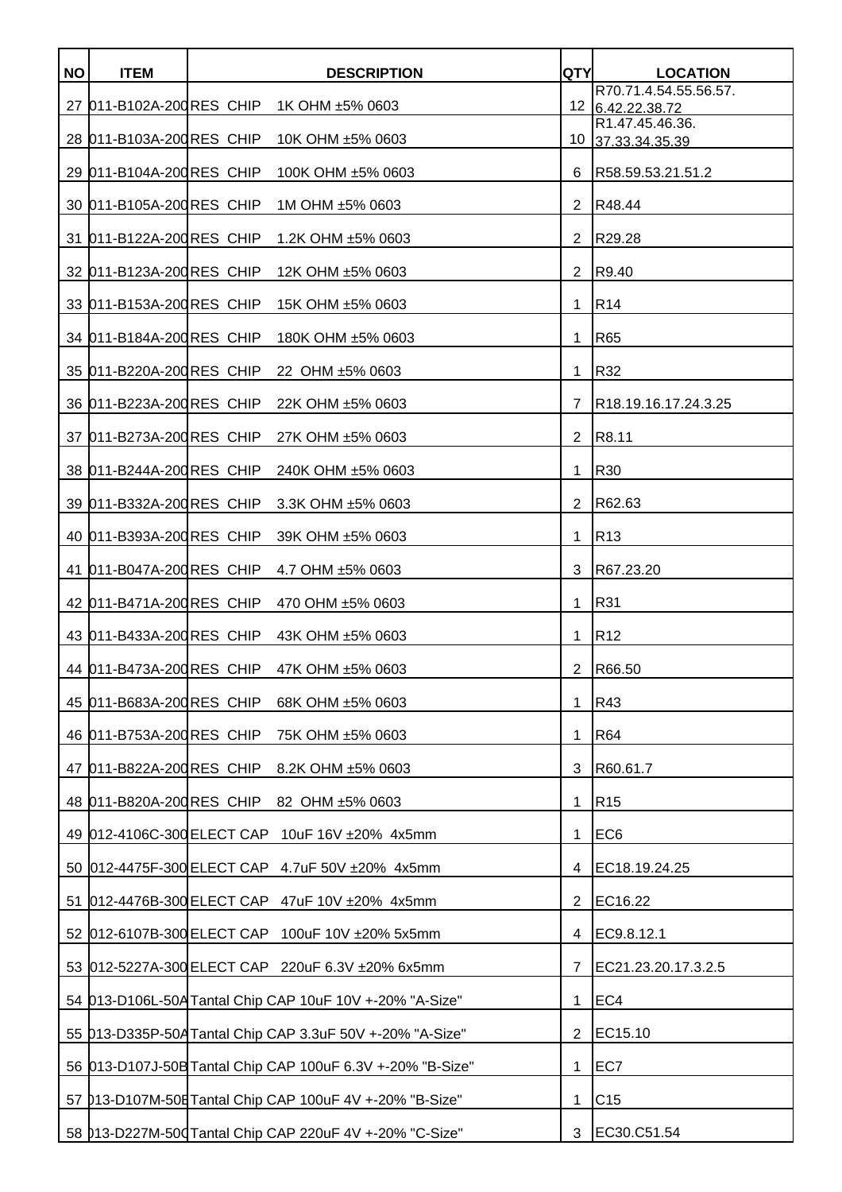| NO | ITEM | DESCRIPTION | QTY | LOCATION |
|---|---|---|---|---|
| 27 | 011-B102A-200 | RES CHIP 1K OHM ±5% 0603 | 12 | R70.71.4.54.55.56.57.6.42.22.38.72 |
| 28 | 011-B103A-200 | RES CHIP 10K OHM ±5% 0603 | 10 | R1.47.45.46.36.37.33.34.35.39 |
| 29 | 011-B104A-200 | RES CHIP 100K OHM ±5% 0603 | 6 | R58.59.53.21.51.2 |
| 30 | 011-B105A-200 | RES CHIP 1M OHM ±5% 0603 | 2 | R48.44 |
| 31 | 011-B122A-200 | RES CHIP 1.2K OHM ±5% 0603 | 2 | R29.28 |
| 32 | 011-B123A-200 | RES CHIP 12K OHM ±5% 0603 | 2 | R9.40 |
| 33 | 011-B153A-200 | RES CHIP 15K OHM ±5% 0603 | 1 | R14 |
| 34 | 011-B184A-200 | RES CHIP 180K OHM ±5% 0603 | 1 | R65 |
| 35 | 011-B220A-200 | RES CHIP 22 OHM ±5% 0603 | 1 | R32 |
| 36 | 011-B223A-200 | RES CHIP 22K OHM ±5% 0603 | 7 | R18.19.16.17.24.3.25 |
| 37 | 011-B273A-200 | RES CHIP 27K OHM ±5% 0603 | 2 | R8.11 |
| 38 | 011-B244A-200 | RES CHIP 240K OHM ±5% 0603 | 1 | R30 |
| 39 | 011-B332A-200 | RES CHIP 3.3K OHM ±5% 0603 | 2 | R62.63 |
| 40 | 011-B393A-200 | RES CHIP 39K OHM ±5% 0603 | 1 | R13 |
| 41 | 011-B047A-200 | RES CHIP 4.7 OHM ±5% 0603 | 3 | R67.23.20 |
| 42 | 011-B471A-200 | RES CHIP 470 OHM ±5% 0603 | 1 | R31 |
| 43 | 011-B433A-200 | RES CHIP 43K OHM ±5% 0603 | 1 | R12 |
| 44 | 011-B473A-200 | RES CHIP 47K OHM ±5% 0603 | 2 | R66.50 |
| 45 | 011-B683A-200 | RES CHIP 68K OHM ±5% 0603 | 1 | R43 |
| 46 | 011-B753A-200 | RES CHIP 75K OHM ±5% 0603 | 1 | R64 |
| 47 | 011-B822A-200 | RES CHIP 8.2K OHM ±5% 0603 | 3 | R60.61.7 |
| 48 | 011-B820A-200 | RES CHIP 82 OHM ±5% 0603 | 1 | R15 |
| 49 | 012-4106C-300 | ELECT CAP 10uF 16V ±20% 4x5mm | 1 | EC6 |
| 50 | 012-4475F-300 | ELECT CAP 4.7uF 50V ±20% 4x5mm | 4 | EC18.19.24.25 |
| 51 | 012-4476B-300 | ELECT CAP 47uF 10V ±20% 4x5mm | 2 | EC16.22 |
| 52 | 012-6107B-300 | ELECT CAP 100uF 10V ±20% 5x5mm | 4 | EC9.8.12.1 |
| 53 | 012-5227A-300 | ELECT CAP 220uF 6.3V ±20% 6x5mm | 7 | EC21.23.20.17.3.2.5 |
| 54 | 013-D106L-50A | Tantal Chip CAP 10uF 10V +-20% "A-Size" | 1 | EC4 |
| 55 | 013-D335P-50A | Tantal Chip CAP 3.3uF 50V +-20% "A-Size" | 2 | EC15.10 |
| 56 | 013-D107J-50B | Tantal Chip CAP 100uF 6.3V +-20% "B-Size" | 1 | EC7 |
| 57 | 013-D107M-50B | Tantal Chip CAP 100uF 4V +-20% "B-Size" | 1 | C15 |
| 58 | 013-D227M-50C | Tantal Chip CAP 220uF 4V +-20% "C-Size" | 3 | EC30.C51.54 |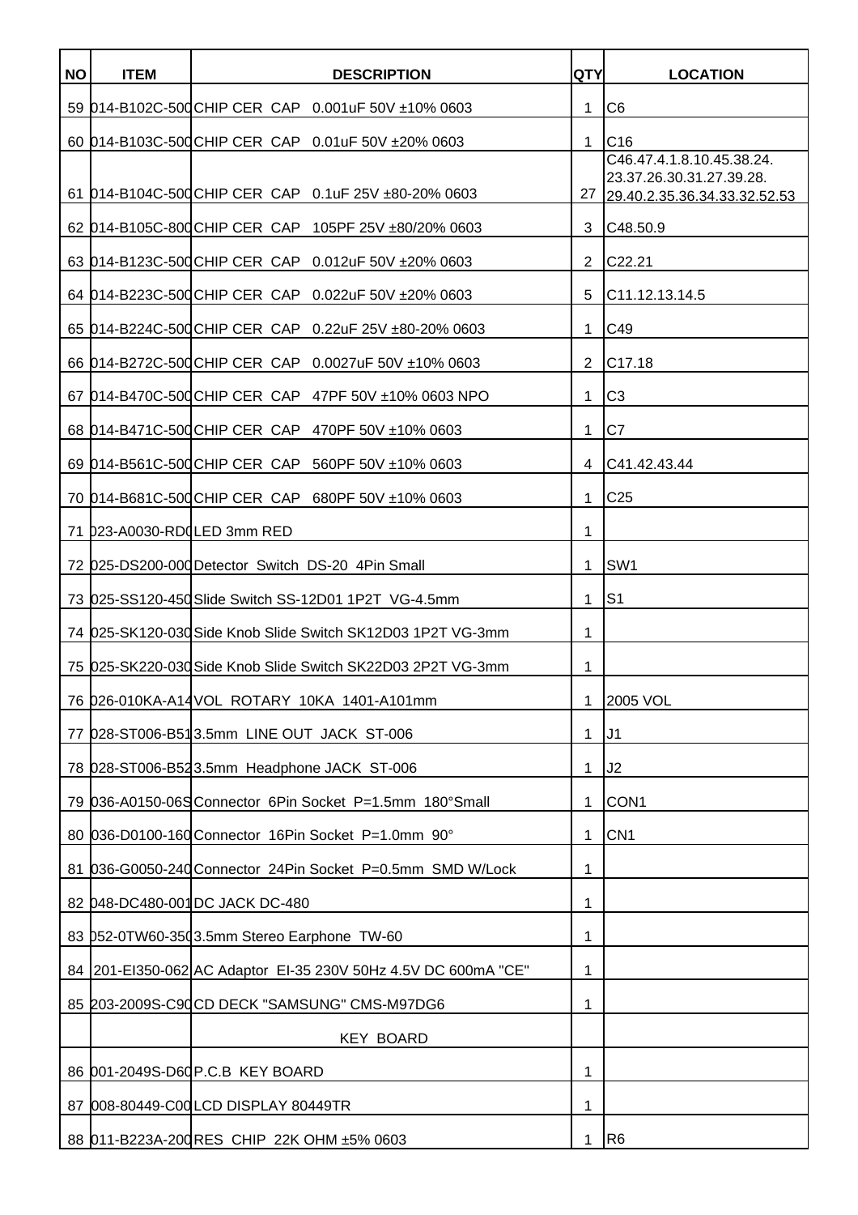| NO | ITEM | DESCRIPTION | QTY | LOCATION |
|---|---|---|---|---|
| 59 | 014-B102C-500 | CHIP CER CAP 0.001uF 50V ±10% 0603 | 1 | C6 |
| 60 | 014-B103C-500 | CHIP CER CAP 0.01uF 50V ±20% 0603 | 1 | C16 |
| 61 | 014-B104C-500 | CHIP CER CAP 0.1uF 25V ±80-20% 0603 | 27 | C46.47.4.1.8.10.45.38.24. 23.37.26.30.31.27.39.28. 29.40.2.35.36.34.33.32.52.53 |
| 62 | 014-B105C-800 | CHIP CER CAP 105PF 25V ±80/20% 0603 | 3 | C48.50.9 |
| 63 | 014-B123C-500 | CHIP CER CAP 0.012uF 50V ±20% 0603 | 2 | C22.21 |
| 64 | 014-B223C-500 | CHIP CER CAP 0.022uF 50V ±20% 0603 | 5 | C11.12.13.14.5 |
| 65 | 014-B224C-500 | CHIP CER CAP 0.22uF 25V ±80-20% 0603 | 1 | C49 |
| 66 | 014-B272C-500 | CHIP CER CAP 0.0027uF 50V ±10% 0603 | 2 | C17.18 |
| 67 | 014-B470C-500 | CHIP CER CAP 47PF 50V ±10% 0603 NPO | 1 | C3 |
| 68 | 014-B471C-500 | CHIP CER CAP 470PF 50V ±10% 0603 | 1 | C7 |
| 69 | 014-B561C-500 | CHIP CER CAP 560PF 50V ±10% 0603 | 4 | C41.42.43.44 |
| 70 | 014-B681C-500 | CHIP CER CAP 680PF 50V ±10% 0603 | 1 | C25 |
| 71 | 023-A0030-RD0 | LED 3mm RED | 1 | |
| 72 | 025-DS200-000 | Detector Switch DS-20 4Pin Small | 1 | SW1 |
| 73 | 025-SS120-450 | Slide Switch SS-12D01 1P2T VG-4.5mm | 1 | S1 |
| 74 | 025-SK120-030 | Side Knob Slide Switch SK12D03 1P2T VG-3mm | 1 | |
| 75 | 025-SK220-030 | Side Knob Slide Switch SK22D03 2P2T VG-3mm | 1 | |
| 76 | 026-010KA-A14 | VOL ROTARY 10KA 1401-A101mm | 1 | 2005 VOL |
| 77 | 028-ST006-B51 | 3.5mm LINE OUT JACK ST-006 | 1 | J1 |
| 78 | 028-ST006-B52 | 3.5mm Headphone JACK ST-006 | 1 | J2 |
| 79 | 036-A0150-06S | Connector 6Pin Socket P=1.5mm 180°Small | 1 | CON1 |
| 80 | 036-D0100-160 | Connector 16Pin Socket P=1.0mm 90° | 1 | CN1 |
| 81 | 036-G0050-240 | Connector 24Pin Socket P=0.5mm SMD W/Lock | 1 | |
| 82 | 048-DC480-001 | DC JACK DC-480 | 1 | |
| 83 | 052-0TW60-350 | 3.5mm Stereo Earphone TW-60 | 1 | |
| 84 | 201-EI350-062 | AC Adaptor EI-35 230V 50Hz 4.5V DC 600mA "CE" | 1 | |
| 85 | 203-2009S-C90 | CD DECK "SAMSUNG" CMS-M97DG6 | 1 | |
| | | KEY BOARD | | |
| 86 | 001-2049S-D60 | P.C.B KEY BOARD | 1 | |
| 87 | 008-80449-C00 | LCD DISPLAY 80449TR | 1 | |
| 88 | 011-B223A-200 | RES CHIP 22K OHM ±5% 0603 | 1 | R6 |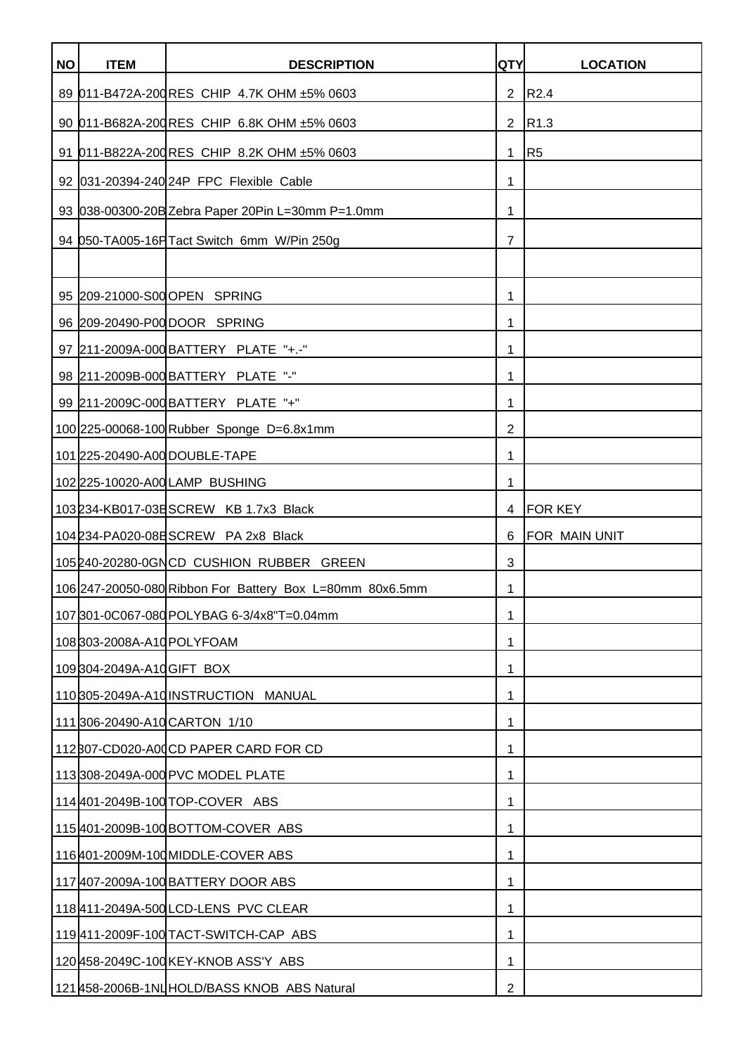| NO | ITEM | DESCRIPTION | QTY | LOCATION |
|---|---|---|---|---|
| 89 | 011-B472A-200 | RES CHIP 4.7K OHM ±5% 0603 | 2 | R2.4 |
| 90 | 011-B682A-200 | RES CHIP 6.8K OHM ±5% 0603 | 2 | R1.3 |
| 91 | 011-B822A-200 | RES CHIP 8.2K OHM ±5% 0603 | 1 | R5 |
| 92 | 031-20394-240 | 24P FPC Flexible Cable | 1 | |
| 93 | 038-00300-20B | Zebra Paper 20Pin L=30mm P=1.0mm | 1 | |
| 94 | 050-TA005-16P | Tact Switch 6mm W/Pin 250g | 7 | |
| | | | | |
| 95 | 209-21000-S00 | OPEN SPRING | 1 | |
| 96 | 209-20490-P00 | DOOR SPRING | 1 | |
| 97 | 211-2009A-000 | BATTERY PLATE "+.-" | 1 | |
| 98 | 211-2009B-000 | BATTERY PLATE "-" | 1 | |
| 99 | 211-2009C-000 | BATTERY PLATE "+" | 1 | |
| 100 | 225-00068-100 | Rubber Sponge D=6.8x1mm | 2 | |
| 101 | 225-20490-A00 | DOUBLE-TAPE | 1 | |
| 102 | 225-10020-A00 | LAMP BUSHING | 1 | |
| 103 | 234-KB017-03B | SCREW KB 1.7x3 Black | 4 | FOR KEY |
| 104 | 234-PA020-08B | SCREW PA 2x8 Black | 6 | FOR MAIN UNIT |
| 105 | 240-20280-0GN | CD CUSHION RUBBER GREEN | 3 | |
| 106 | 247-20050-080 | Ribbon For Battery Box L=80mm 80x6.5mm | 1 | |
| 107 | 301-0C067-080 | POLYBAG 6-3/4x8"T=0.04mm | 1 | |
| 108 | 303-2008A-A10 | POLYFOAM | 1 | |
| 109 | 304-2049A-A10 | GIFT BOX | 1 | |
| 110 | 305-2049A-A10 | INSTRUCTION MANUAL | 1 | |
| 111 | 306-20490-A10 | CARTON 1/10 | 1 | |
| 112 | 307-CD020-A00 | CD PAPER CARD FOR CD | 1 | |
| 113 | 308-2049A-000 | PVC MODEL PLATE | 1 | |
| 114 | 401-2049B-100 | TOP-COVER ABS | 1 | |
| 115 | 401-2009B-100 | BOTTOM-COVER ABS | 1 | |
| 116 | 401-2009M-100 | MIDDLE-COVER ABS | 1 | |
| 117 | 407-2009A-100 | BATTERY DOOR ABS | 1 | |
| 118 | 411-2049A-500 | LCD-LENS PVC CLEAR | 1 | |
| 119 | 411-2009F-100 | TACT-SWITCH-CAP ABS | 1 | |
| 120 | 458-2049C-100 | KEY-KNOB ASS'Y ABS | 1 | |
| 121 | 458-2006B-1NL | HOLD/BASS KNOB ABS Natural | 2 | |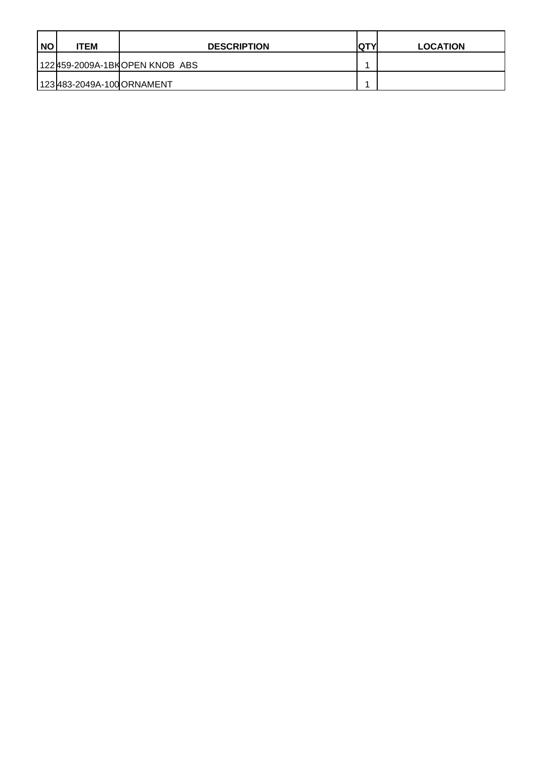| NO | ITEM | DESCRIPTION | QTY | LOCATION |
|---|---|---|---|---|
| 122 | 459-2009A-1BK | OPEN KNOB ABS | 1 | |
| 123 | 483-2049A-100 | ORNAMENT | 1 | |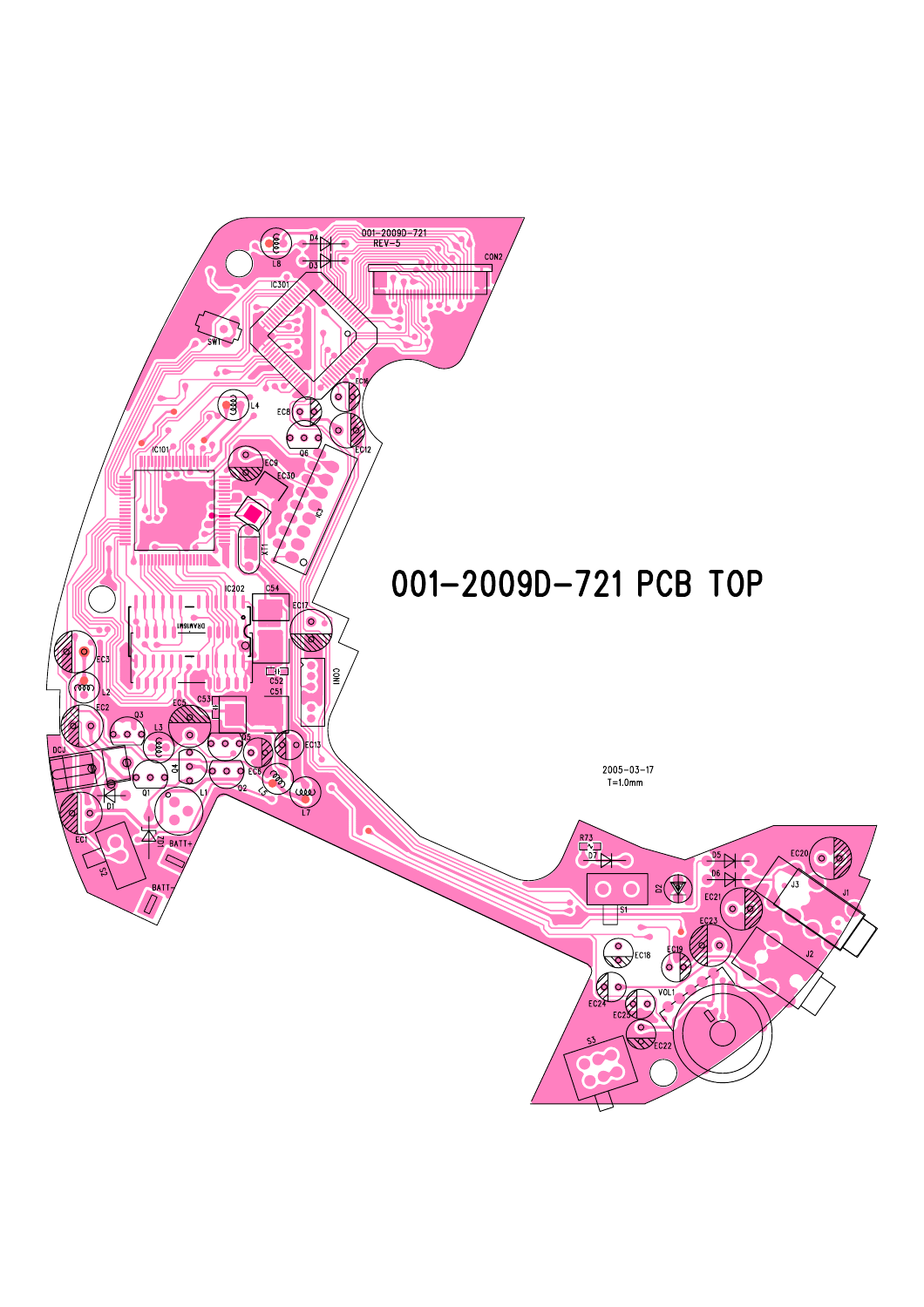# 001-2009D-721 PCB TOP

2005-03-17

T=1.0mm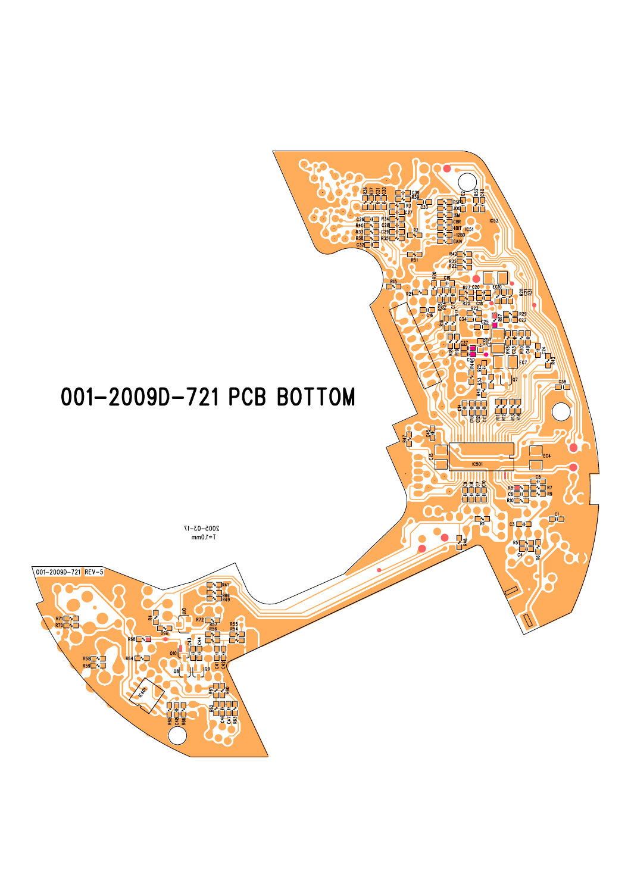# 001-2009D-721 PCB BOTTOM

001-2009D-721 REV-5

2005-03-17
T=1.0mm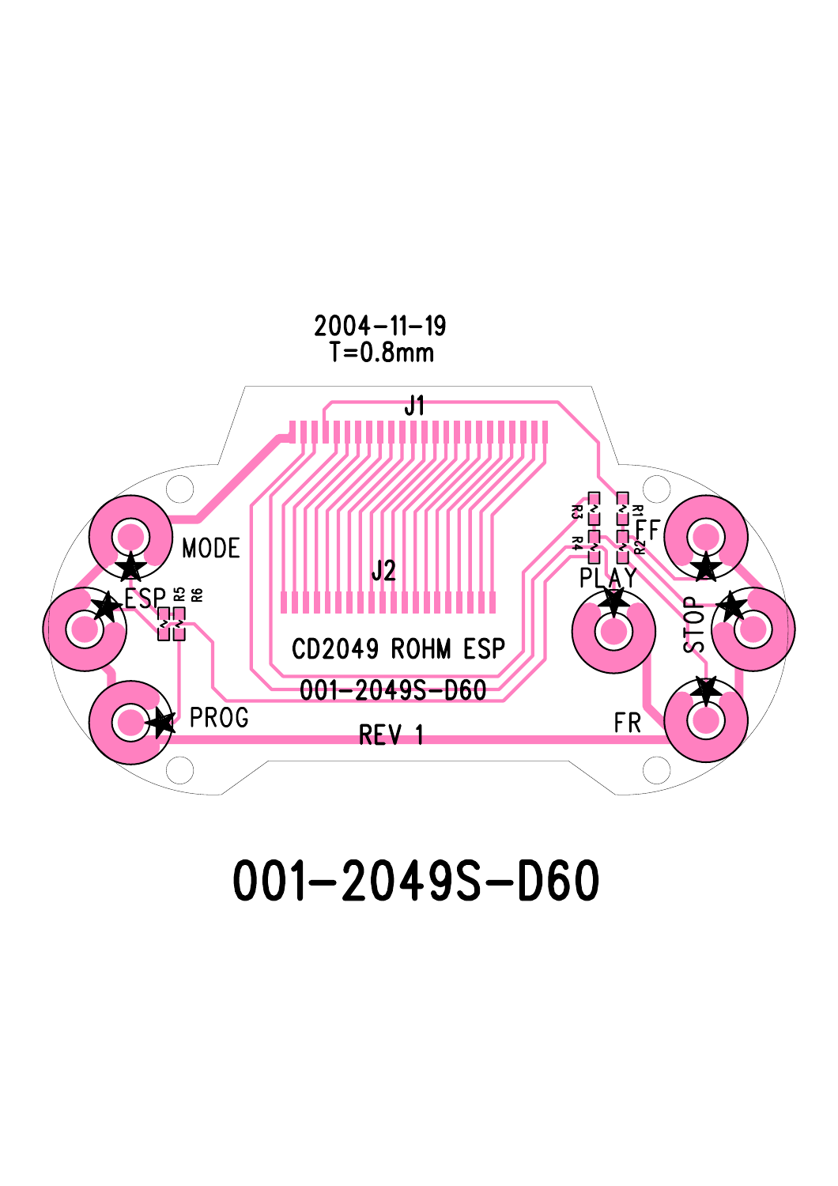2004-11-19
T=0.8mm

J1

J2

MODE

ESP

PROG

R5 R6

R3 R1

R4 R2

FF

PLAY

STOP

FR

CD2049 ROHM ESP

001-2049S-D60

REV 1

# 001-2049S-D60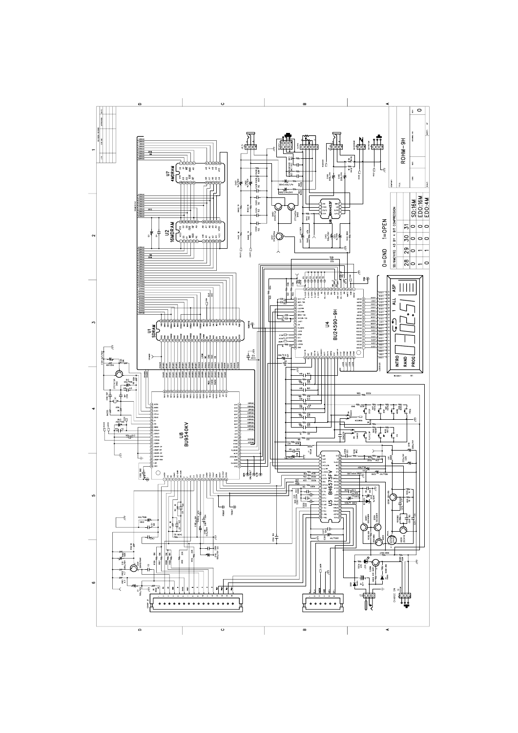0=GND 1=OPEN

SD:16M(1K8) AS BY 4 BIT COMPRESSION

| 28 | 29 | 30 | 31 | |
|---|---|---|---|---|
| 0 | 0 | 0 | 0 | SD:16M |
| 1 | 1 | 0 | 0 | EDO:16M |
| 0 | 1 | 0 | 0 | EDO:4M |

ROHM-9H

U7 4MDRAM

U2 16MDRAM

U1 SDRAM

U4 BU24590-9H

U8 BU9540KV

U5 BH6575FV

U6 BH4453F

INTRO RAND PROG 1 ALL ASP